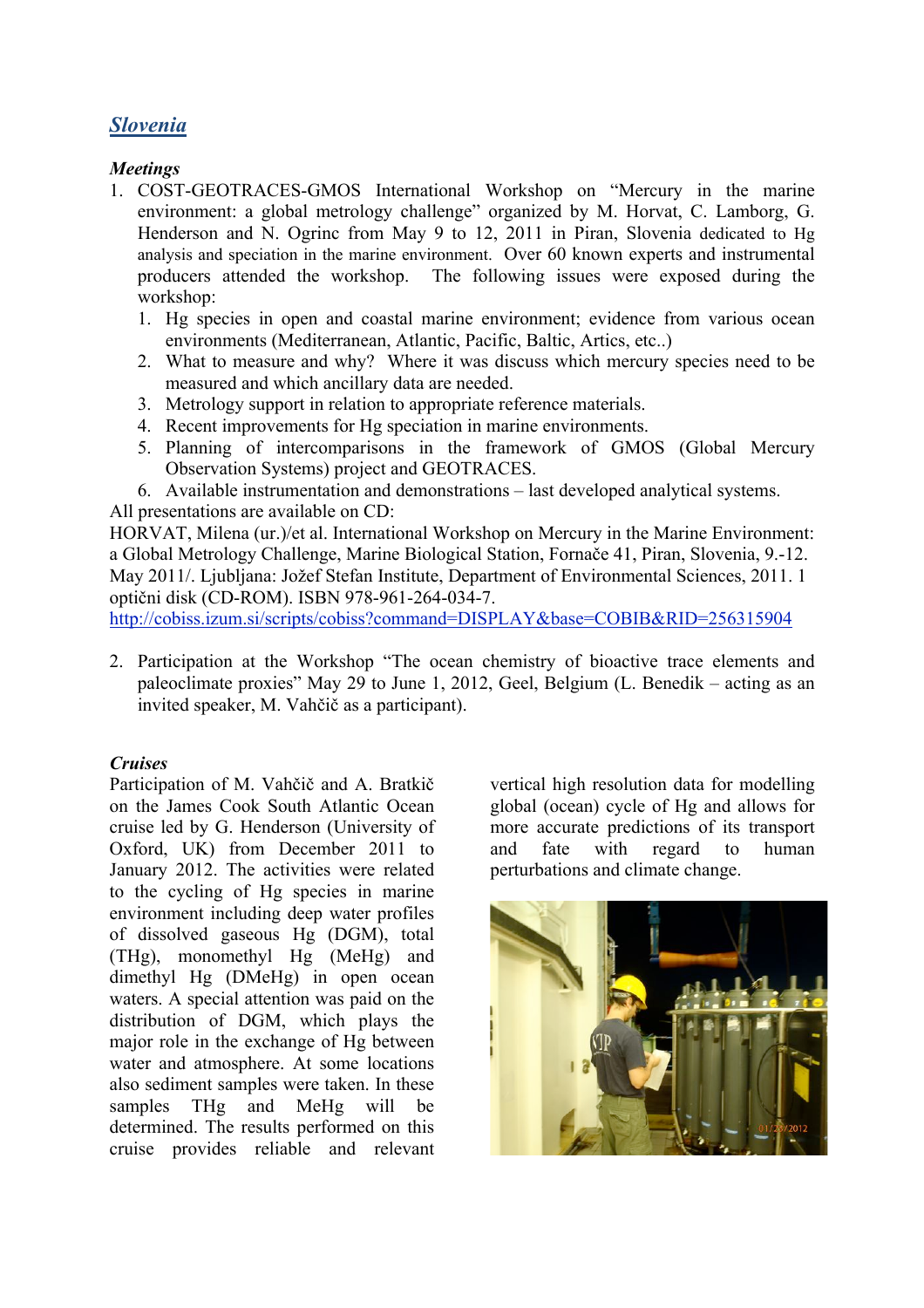## *Slovenia*

### *Meetings*

1. COST-GEOTRACES-GMOS International Workshop on "Mercury in the marine environment: a global metrology challenge" organized by M. Horvat, C. Lamborg, G. Henderson and N. Ogrinc from May 9 to 12, 2011 in Piran, Slovenia dedicated to Hg analysis and speciation in the marine environment. Over 60 known experts and instrumental producers attended the workshop. The following issues were exposed during the workshop:
   1. Hg species in open and coastal marine environment; evidence from various ocean environments (Mediterranean, Atlantic, Pacific, Baltic, Artics, etc..)
   2. What to measure and why? Where it was discuss which mercury species need to be measured and which ancillary data are needed.
   3. Metrology support in relation to appropriate reference materials.
   4. Recent improvements for Hg speciation in marine environments.
   5. Planning of intercomparisons in the framework of GMOS (Global Mercury Observation Systems) project and GEOTRACES.
   6. Available instrumentation and demonstrations – last developed analytical systems.

All presentations are available on CD:
HORVAT, Milena (ur.)/et al. International Workshop on Mercury in the Marine Environment: a Global Metrology Challenge, Marine Biological Station, Fornače 41, Piran, Slovenia, 9.-12. May 2011/. Ljubljana: Jožef Stefan Institute, Department of Environmental Sciences, 2011. 1 optični disk (CD-ROM). ISBN 978-961-264-034-7.
http://cobiss.izum.si/scripts/cobiss?command=DISPLAY&base=COBIB&RID=256315904

2. Participation at the Workshop "The ocean chemistry of bioactive trace elements and paleoclimate proxies" May 29 to June 1, 2012, Geel, Belgium (L. Benedik – acting as an invited speaker, M. Vahčič as a participant).

### *Cruises*

Participation of M. Vahčič and A. Bratkič on the James Cook South Atlantic Ocean cruise led by G. Henderson (University of Oxford, UK) from December 2011 to January 2012. The activities were related to the cycling of Hg species in marine environment including deep water profiles of dissolved gaseous Hg (DGM), total (THg), monomethyl Hg (MeHg) and dimethyl Hg (DMeHg) in open ocean waters. A special attention was paid on the distribution of DGM, which plays the major role in the exchange of Hg between water and atmosphere. At some locations also sediment samples were taken. In these samples THg and MeHg will be determined. The results performed on this cruise provides reliable and relevant vertical high resolution data for modelling global (ocean) cycle of Hg and allows for more accurate predictions of its transport and fate with regard to human perturbations and climate change.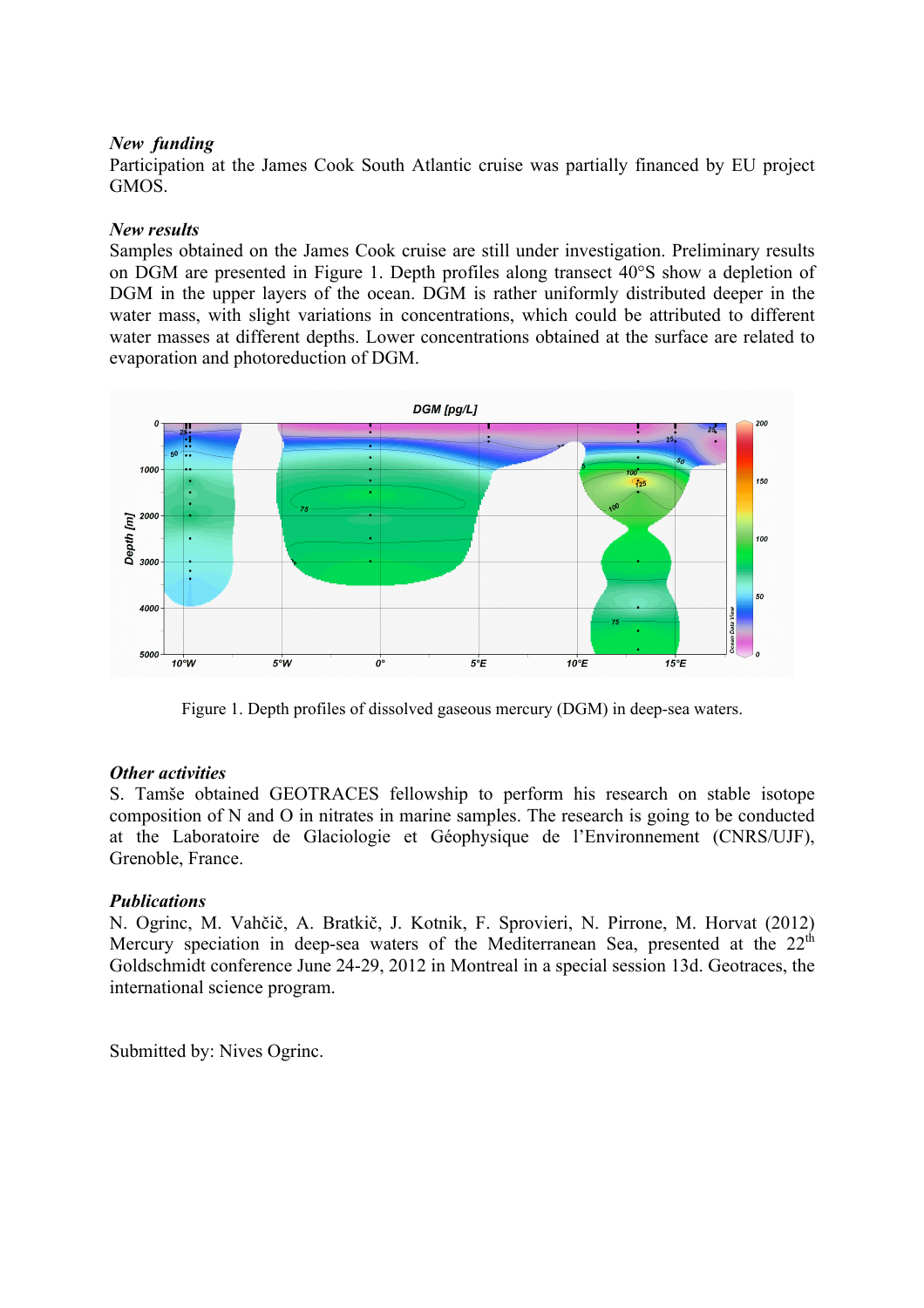***New funding***

Participation at the James Cook South Atlantic cruise was partially financed by EU project GMOS.

***New results***

Samples obtained on the James Cook cruise are still under investigation. Preliminary results on DGM are presented in Figure 1. Depth profiles along transect 40°S show a depletion of DGM in the upper layers of the ocean. DGM is rather uniformly distributed deeper in the water mass, with slight variations in concentrations, which could be attributed to different water masses at different depths. Lower concentrations obtained at the surface are related to evaporation and photoreduction of DGM.

DGM [pg/L]

Depth [m]

0
1000
2000
3000
4000
5000

10°W
5°W
0°
5°E
10°E
15°E

25
50
75
100
125
75
25
50
100
100
75
25

200
150
100
50
0

Ocean Data View

Figure 1. Depth profiles of dissolved gaseous mercury (DGM) in deep-sea waters.

***Other activities***

S. Tamše obtained GEOTRACES fellowship to perform his research on stable isotope composition of N and O in nitrates in marine samples. The research is going to be conducted at the Laboratoire de Glaciologie et Géophysique de l'Environnement (CNRS/UJF), Grenoble, France.

***Publications***

N. Ogrinc, M. Vahčič, A. Bratkič, J. Kotnik, F. Sprovieri, N. Pirrone, M. Horvat (2012) Mercury speciation in deep-sea waters of the Mediterranean Sea, presented at the 22$^{th}$ Goldschmidt conference June 24-29, 2012 in Montreal in a special session 13d. Geotraces, the international science program.

Submitted by: Nives Ogrinc.